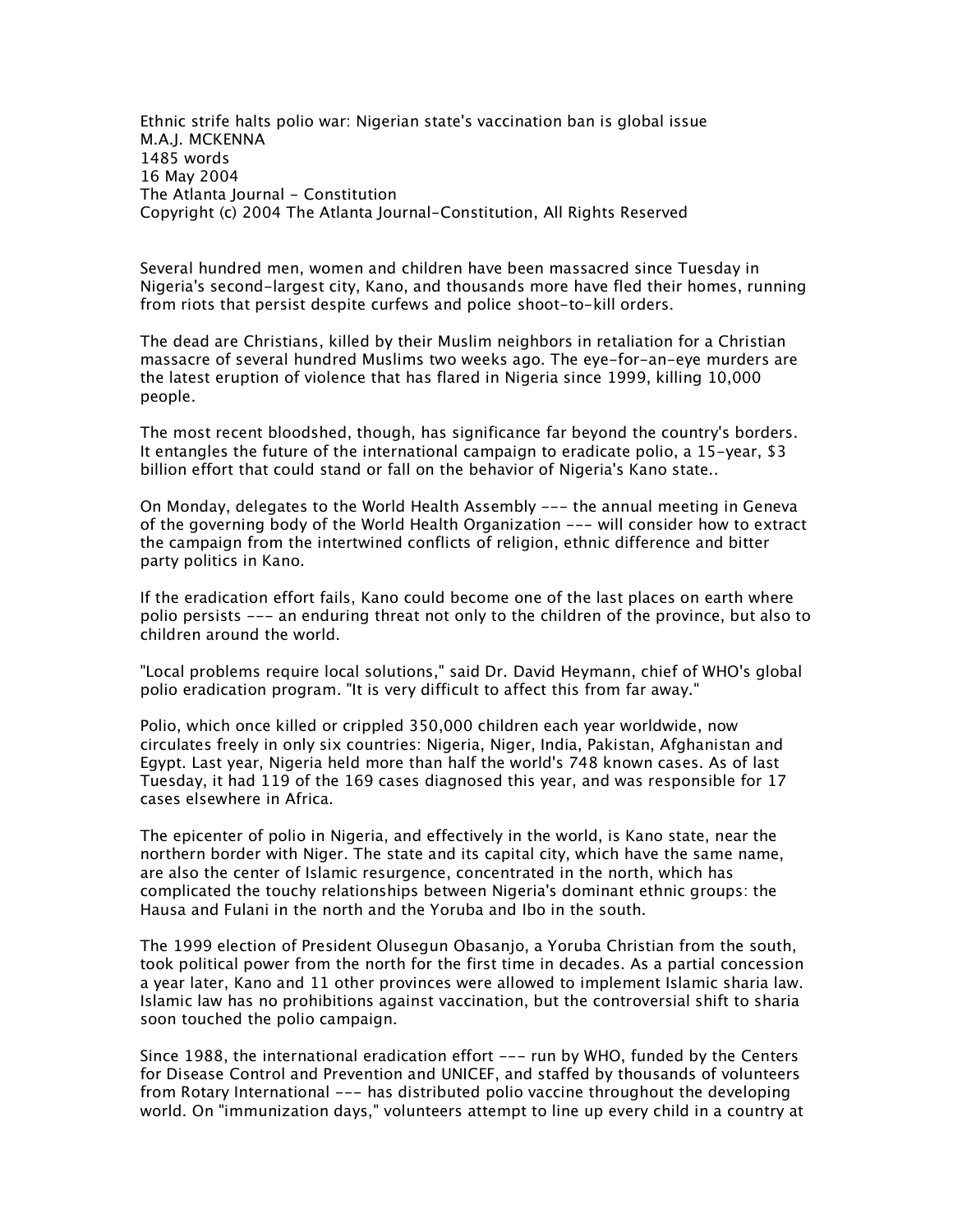# Ethnic strife halts polio war: Nigerian state's vaccination ban is global issue

M.A.J. MCKENNA
1485 words
16 May 2004
The Atlanta Journal - Constitution
Copyright (c) 2004 The Atlanta Journal-Constitution, All Rights Reserved

Several hundred men, women and children have been massacred since Tuesday in Nigeria's second-largest city, Kano, and thousands more have fled their homes, running from riots that persist despite curfews and police shoot-to-kill orders.

The dead are Christians, killed by their Muslim neighbors in retaliation for a Christian massacre of several hundred Muslims two weeks ago. The eye-for-an-eye murders are the latest eruption of violence that has flared in Nigeria since 1999, killing 10,000 people.

The most recent bloodshed, though, has significance far beyond the country's borders. It entangles the future of the international campaign to eradicate polio, a 15-year, $3 billion effort that could stand or fall on the behavior of Nigeria's Kano state..

On Monday, delegates to the World Health Assembly --- the annual meeting in Geneva of the governing body of the World Health Organization --- will consider how to extract the campaign from the intertwined conflicts of religion, ethnic difference and bitter party politics in Kano.

If the eradication effort fails, Kano could become one of the last places on earth where polio persists --- an enduring threat not only to the children of the province, but also to children around the world.

"Local problems require local solutions," said Dr. David Heymann, chief of WHO's global polio eradication program. "It is very difficult to affect this from far away."

Polio, which once killed or crippled 350,000 children each year worldwide, now circulates freely in only six countries: Nigeria, Niger, India, Pakistan, Afghanistan and Egypt. Last year, Nigeria held more than half the world's 748 known cases. As of last Tuesday, it had 119 of the 169 cases diagnosed this year, and was responsible for 17 cases elsewhere in Africa.

The epicenter of polio in Nigeria, and effectively in the world, is Kano state, near the northern border with Niger. The state and its capital city, which have the same name, are also the center of Islamic resurgence, concentrated in the north, which has complicated the touchy relationships between Nigeria's dominant ethnic groups: the Hausa and Fulani in the north and the Yoruba and Ibo in the south.

The 1999 election of President Olusegun Obasanjo, a Yoruba Christian from the south, took political power from the north for the first time in decades. As a partial concession a year later, Kano and 11 other provinces were allowed to implement Islamic sharia law. Islamic law has no prohibitions against vaccination, but the controversial shift to sharia soon touched the polio campaign.

Since 1988, the international eradication effort --- run by WHO, funded by the Centers for Disease Control and Prevention and UNICEF, and staffed by thousands of volunteers from Rotary International --- has distributed polio vaccine throughout the developing world. On "immunization days," volunteers attempt to line up every child in a country at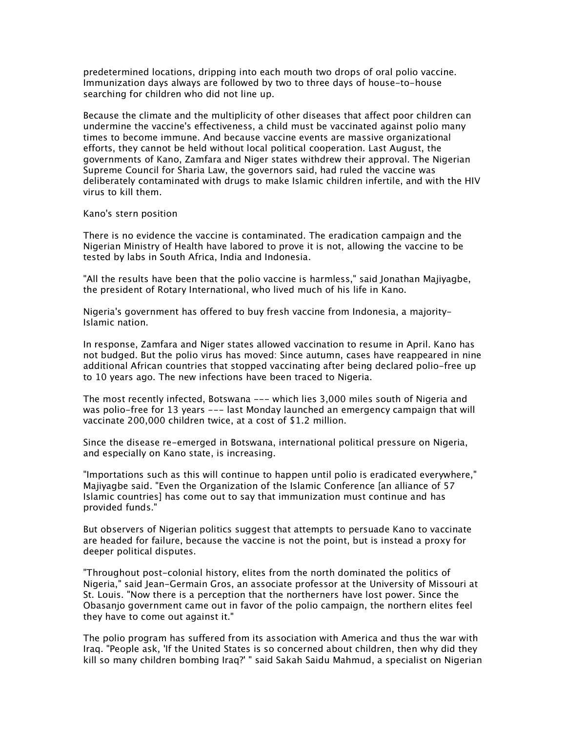predetermined locations, dripping into each mouth two drops of oral polio vaccine. Immunization days always are followed by two to three days of house-to-house searching for children who did not line up.

Because the climate and the multiplicity of other diseases that affect poor children can undermine the vaccine's effectiveness, a child must be vaccinated against polio many times to become immune. And because vaccine events are massive organizational efforts, they cannot be held without local political cooperation. Last August, the governments of Kano, Zamfara and Niger states withdrew their approval. The Nigerian Supreme Council for Sharia Law, the governors said, had ruled the vaccine was deliberately contaminated with drugs to make Islamic children infertile, and with the HIV virus to kill them.

## Kano's stern position

There is no evidence the vaccine is contaminated. The eradication campaign and the Nigerian Ministry of Health have labored to prove it is not, allowing the vaccine to be tested by labs in South Africa, India and Indonesia.

"All the results have been that the polio vaccine is harmless," said Jonathan Majiyagbe, the president of Rotary International, who lived much of his life in Kano.

Nigeria's government has offered to buy fresh vaccine from Indonesia, a majority-Islamic nation.

In response, Zamfara and Niger states allowed vaccination to resume in April. Kano has not budged. But the polio virus has moved: Since autumn, cases have reappeared in nine additional African countries that stopped vaccinating after being declared polio-free up to 10 years ago. The new infections have been traced to Nigeria.

The most recently infected, Botswana --- which lies 3,000 miles south of Nigeria and was polio-free for 13 years --- last Monday launched an emergency campaign that will vaccinate 200,000 children twice, at a cost of $1.2 million.

Since the disease re-emerged in Botswana, international political pressure on Nigeria, and especially on Kano state, is increasing.

"Importations such as this will continue to happen until polio is eradicated everywhere," Majiyagbe said. "Even the Organization of the Islamic Conference [an alliance of 57 Islamic countries] has come out to say that immunization must continue and has provided funds."

But observers of Nigerian politics suggest that attempts to persuade Kano to vaccinate are headed for failure, because the vaccine is not the point, but is instead a proxy for deeper political disputes.

"Throughout post-colonial history, elites from the north dominated the politics of Nigeria," said Jean-Germain Gros, an associate professor at the University of Missouri at St. Louis. "Now there is a perception that the northerners have lost power. Since the Obasanjo government came out in favor of the polio campaign, the northern elites feel they have to come out against it."

The polio program has suffered from its association with America and thus the war with Iraq. "People ask, 'If the United States is so concerned about children, then why did they kill so many children bombing Iraq?' " said Sakah Saidu Mahmud, a specialist on Nigerian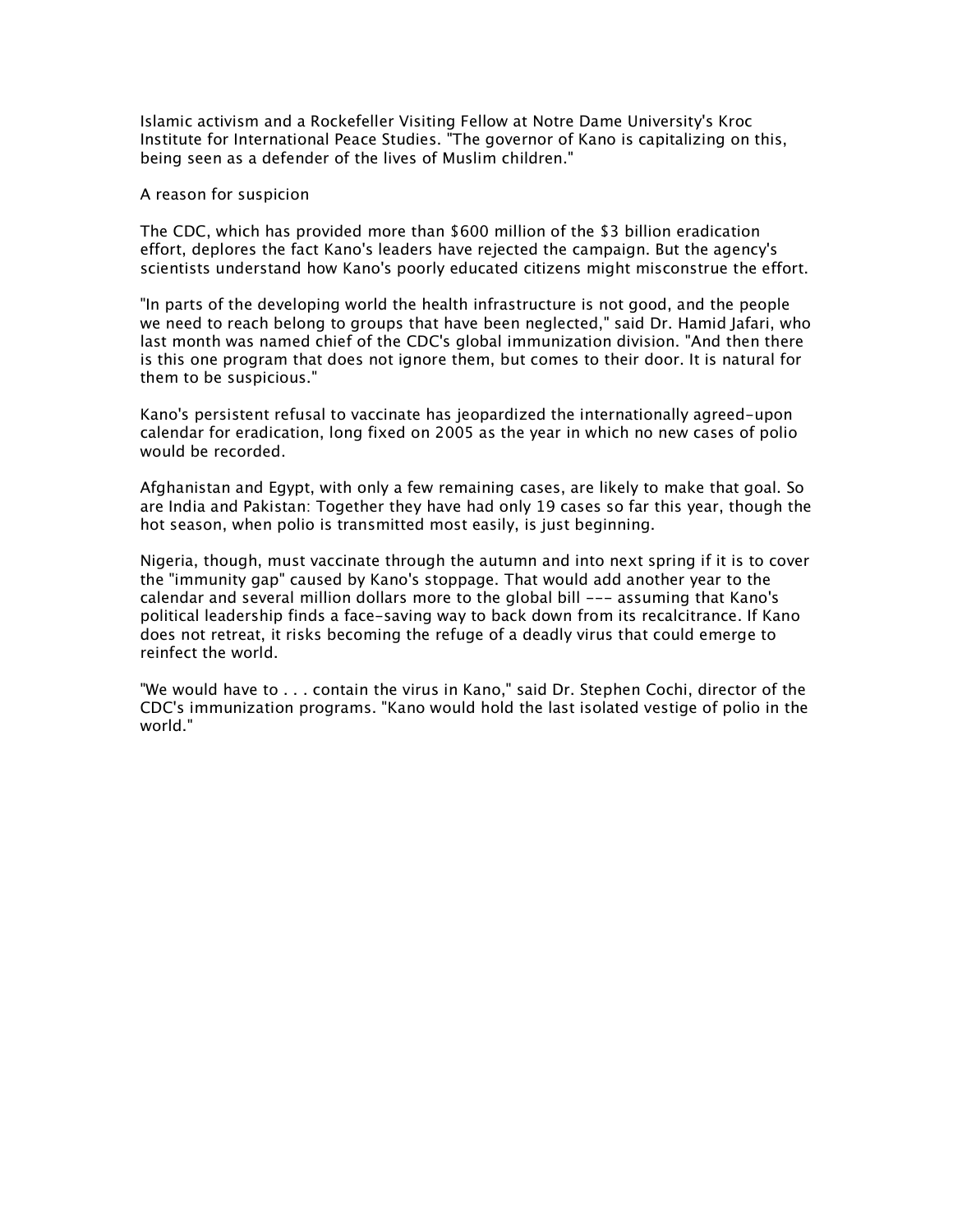Islamic activism and a Rockefeller Visiting Fellow at Notre Dame University's Kroc Institute for International Peace Studies. "The governor of Kano is capitalizing on this, being seen as a defender of the lives of Muslim children."

## A reason for suspicion

The CDC, which has provided more than $600 million of the $3 billion eradication effort, deplores the fact Kano's leaders have rejected the campaign. But the agency's scientists understand how Kano's poorly educated citizens might misconstrue the effort.

"In parts of the developing world the health infrastructure is not good, and the people we need to reach belong to groups that have been neglected," said Dr. Hamid Jafari, who last month was named chief of the CDC's global immunization division. "And then there is this one program that does not ignore them, but comes to their door. It is natural for them to be suspicious."

Kano's persistent refusal to vaccinate has jeopardized the internationally agreed-upon calendar for eradication, long fixed on 2005 as the year in which no new cases of polio would be recorded.

Afghanistan and Egypt, with only a few remaining cases, are likely to make that goal. So are India and Pakistan: Together they have had only 19 cases so far this year, though the hot season, when polio is transmitted most easily, is just beginning.

Nigeria, though, must vaccinate through the autumn and into next spring if it is to cover the "immunity gap" caused by Kano's stoppage. That would add another year to the calendar and several million dollars more to the global bill --- assuming that Kano's political leadership finds a face-saving way to back down from its recalcitrance. If Kano does not retreat, it risks becoming the refuge of a deadly virus that could emerge to reinfect the world.

"We would have to . . . contain the virus in Kano," said Dr. Stephen Cochi, director of the CDC's immunization programs. "Kano would hold the last isolated vestige of polio in the world."